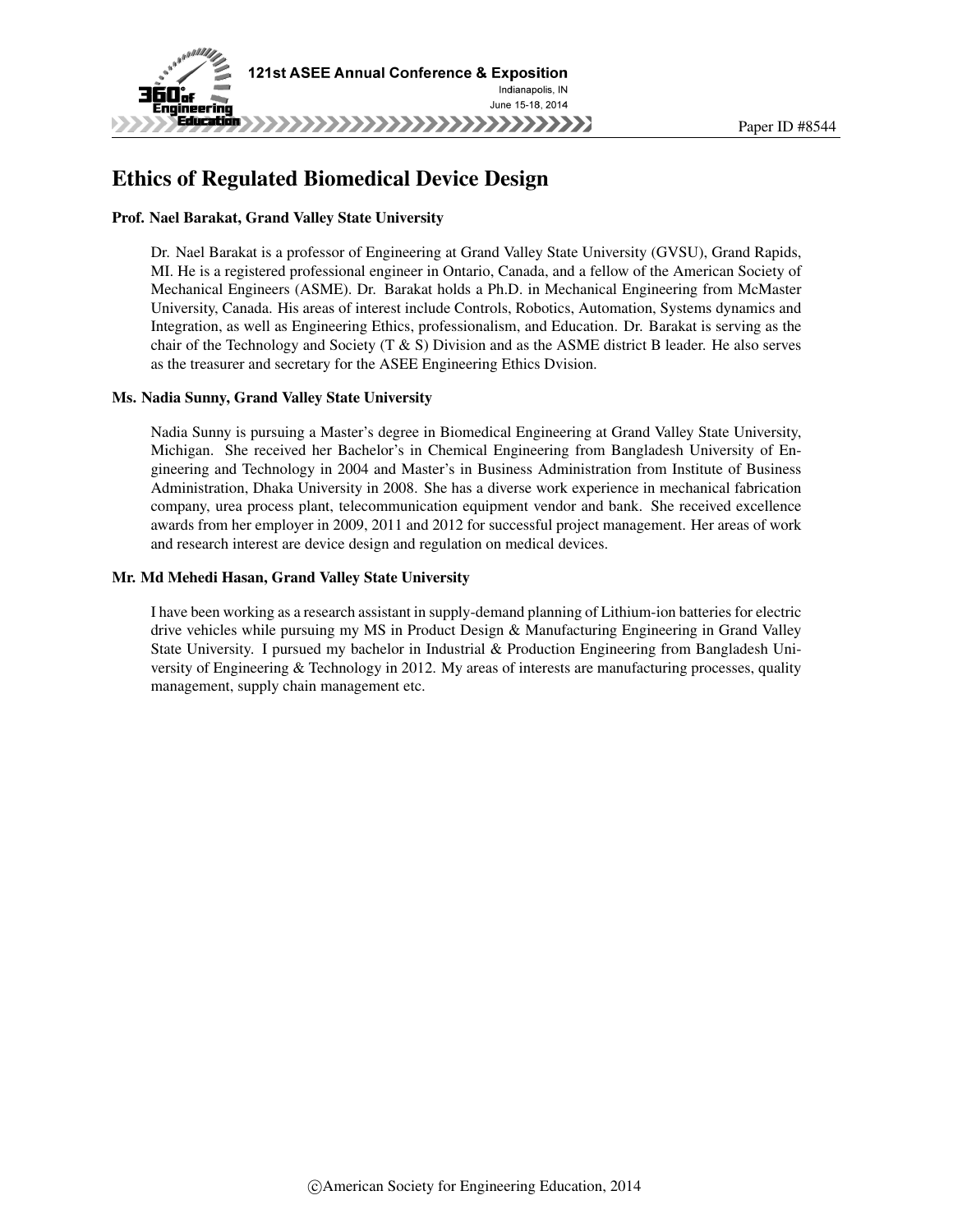Paper ID #8544

# Ethics of Regulated Biomedical Device Design

### Prof. Nael Barakat, Grand Valley State University

Dr. Nael Barakat is a professor of Engineering at Grand Valley State University (GVSU), Grand Rapids, MI. He is a registered professional engineer in Ontario, Canada, and a fellow of the American Society of Mechanical Engineers (ASME). Dr. Barakat holds a Ph.D. in Mechanical Engineering from McMaster University, Canada. His areas of interest include Controls, Robotics, Automation, Systems dynamics and Integration, as well as Engineering Ethics, professionalism, and Education. Dr. Barakat is serving as the chair of the Technology and Society (T & S) Division and as the ASME district B leader. He also serves as the treasurer and secretary for the ASEE Engineering Ethics Dvision.

### Ms. Nadia Sunny, Grand Valley State University

Nadia Sunny is pursuing a Master's degree in Biomedical Engineering at Grand Valley State University, Michigan. She received her Bachelor's in Chemical Engineering from Bangladesh University of Engineering and Technology in 2004 and Master's in Business Administration from Institute of Business Administration, Dhaka University in 2008. She has a diverse work experience in mechanical fabrication company, urea process plant, telecommunication equipment vendor and bank. She received excellence awards from her employer in 2009, 2011 and 2012 for successful project management. Her areas of work and research interest are device design and regulation on medical devices.

### Mr. Md Mehedi Hasan, Grand Valley State University

I have been working as a research assistant in supply-demand planning of Lithium-ion batteries for electric drive vehicles while pursuing my MS in Product Design & Manufacturing Engineering in Grand Valley State University. I pursued my bachelor in Industrial & Production Engineering from Bangladesh University of Engineering & Technology in 2012. My areas of interests are manufacturing processes, quality management, supply chain management etc.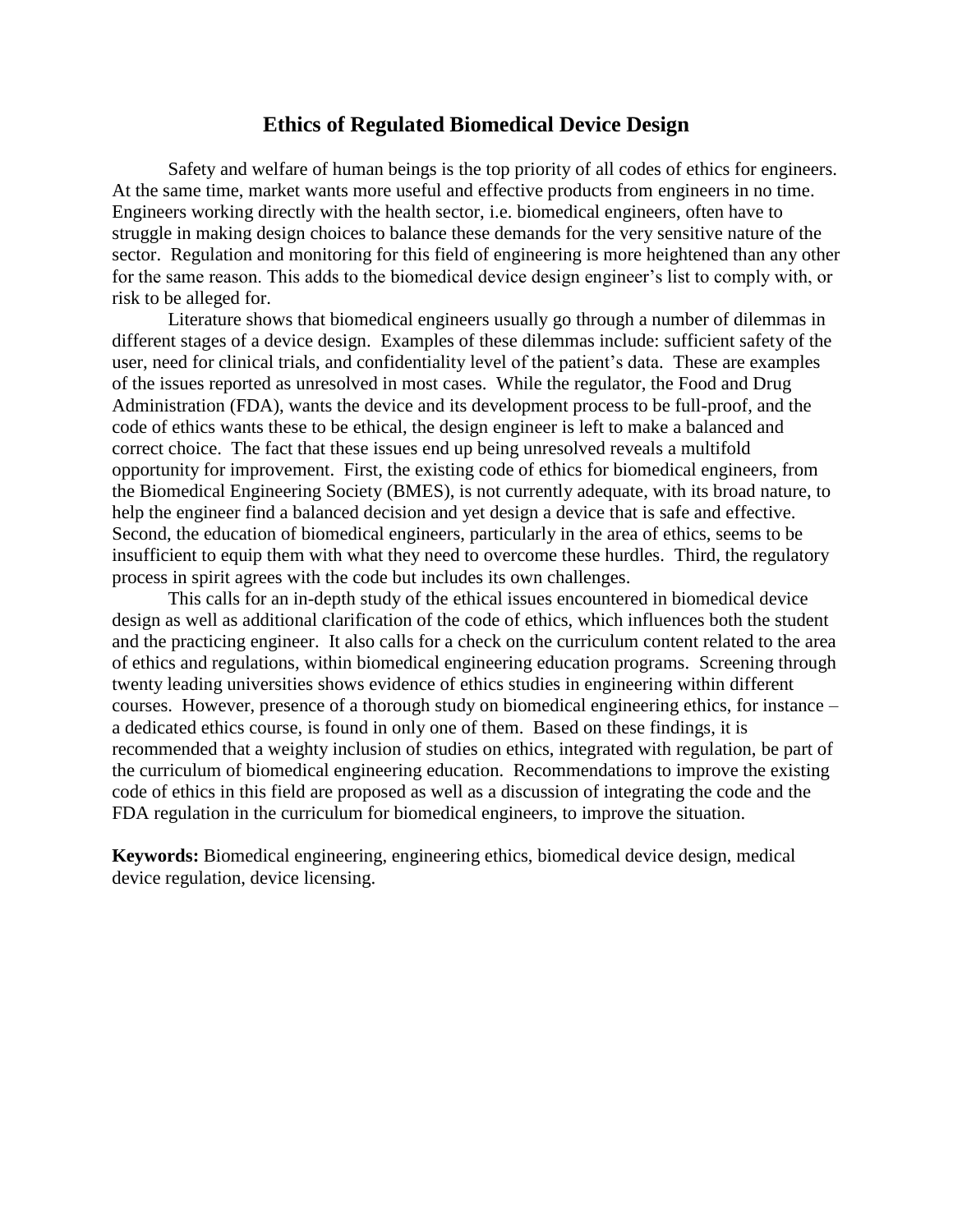# Ethics of Regulated Biomedical Device Design

Safety and welfare of human beings is the top priority of all codes of ethics for engineers. At the same time, market wants more useful and effective products from engineers in no time. Engineers working directly with the health sector, i.e. biomedical engineers, often have to struggle in making design choices to balance these demands for the very sensitive nature of the sector. Regulation and monitoring for this field of engineering is more heightened than any other for the same reason. This adds to the biomedical device design engineer's list to comply with, or risk to be alleged for.

Literature shows that biomedical engineers usually go through a number of dilemmas in different stages of a device design. Examples of these dilemmas include: sufficient safety of the user, need for clinical trials, and confidentiality level of the patient's data. These are examples of the issues reported as unresolved in most cases. While the regulator, the Food and Drug Administration (FDA), wants the device and its development process to be full-proof, and the code of ethics wants these to be ethical, the design engineer is left to make a balanced and correct choice. The fact that these issues end up being unresolved reveals a multifold opportunity for improvement. First, the existing code of ethics for biomedical engineers, from the Biomedical Engineering Society (BMES), is not currently adequate, with its broad nature, to help the engineer find a balanced decision and yet design a device that is safe and effective. Second, the education of biomedical engineers, particularly in the area of ethics, seems to be insufficient to equip them with what they need to overcome these hurdles. Third, the regulatory process in spirit agrees with the code but includes its own challenges.

This calls for an in-depth study of the ethical issues encountered in biomedical device design as well as additional clarification of the code of ethics, which influences both the student and the practicing engineer. It also calls for a check on the curriculum content related to the area of ethics and regulations, within biomedical engineering education programs. Screening through twenty leading universities shows evidence of ethics studies in engineering within different courses. However, presence of a thorough study on biomedical engineering ethics, for instance – a dedicated ethics course, is found in only one of them. Based on these findings, it is recommended that a weighty inclusion of studies on ethics, integrated with regulation, be part of the curriculum of biomedical engineering education. Recommendations to improve the existing code of ethics in this field are proposed as well as a discussion of integrating the code and the FDA regulation in the curriculum for biomedical engineers, to improve the situation.

**Keywords:** Biomedical engineering, engineering ethics, biomedical device design, medical device regulation, device licensing.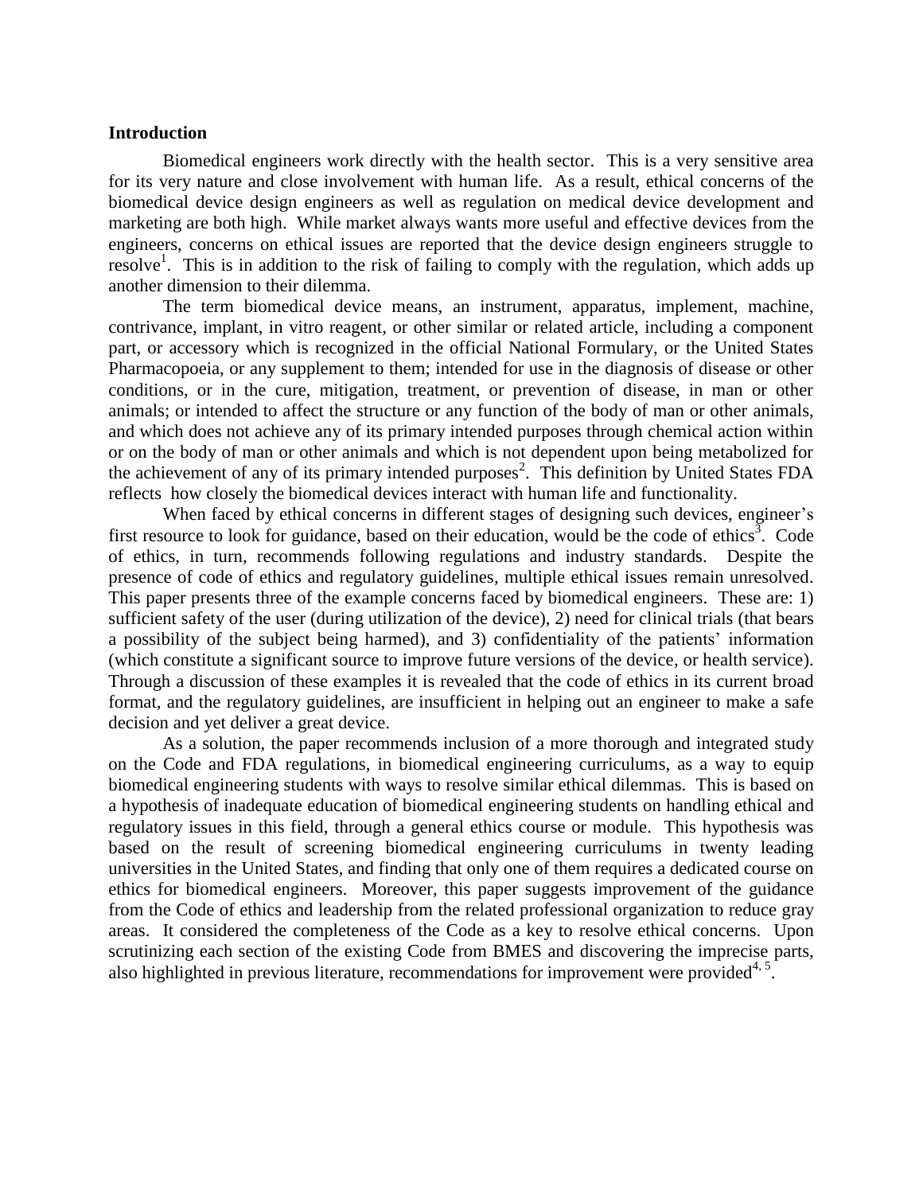## Introduction

Biomedical engineers work directly with the health sector. This is a very sensitive area for its very nature and close involvement with human life. As a result, ethical concerns of the biomedical device design engineers as well as regulation on medical device development and marketing are both high. While market always wants more useful and effective devices from the engineers, concerns on ethical issues are reported that the device design engineers struggle to resolve[1]. This is in addition to the risk of failing to comply with the regulation, which adds up another dimension to their dilemma.

The term biomedical device means, an instrument, apparatus, implement, machine, contrivance, implant, in vitro reagent, or other similar or related article, including a component part, or accessory which is recognized in the official National Formulary, or the United States Pharmacopoeia, or any supplement to them; intended for use in the diagnosis of disease or other conditions, or in the cure, mitigation, treatment, or prevention of disease, in man or other animals; or intended to affect the structure or any function of the body of man or other animals, and which does not achieve any of its primary intended purposes through chemical action within or on the body of man or other animals and which is not dependent upon being metabolized for the achievement of any of its primary intended purposes[2]. This definition by United States FDA reflects how closely the biomedical devices interact with human life and functionality.

When faced by ethical concerns in different stages of designing such devices, engineer's first resource to look for guidance, based on their education, would be the code of ethics[3]. Code of ethics, in turn, recommends following regulations and industry standards. Despite the presence of code of ethics and regulatory guidelines, multiple ethical issues remain unresolved. This paper presents three of the example concerns faced by biomedical engineers. These are: 1) sufficient safety of the user (during utilization of the device), 2) need for clinical trials (that bears a possibility of the subject being harmed), and 3) confidentiality of the patients' information (which constitute a significant source to improve future versions of the device, or health service). Through a discussion of these examples it is revealed that the code of ethics in its current broad format, and the regulatory guidelines, are insufficient in helping out an engineer to make a safe decision and yet deliver a great device.

As a solution, the paper recommends inclusion of a more thorough and integrated study on the Code and FDA regulations, in biomedical engineering curriculums, as a way to equip biomedical engineering students with ways to resolve similar ethical dilemmas. This is based on a hypothesis of inadequate education of biomedical engineering students on handling ethical and regulatory issues in this field, through a general ethics course or module. This hypothesis was based on the result of screening biomedical engineering curriculums in twenty leading universities in the United States, and finding that only one of them requires a dedicated course on ethics for biomedical engineers. Moreover, this paper suggests improvement of the guidance from the Code of ethics and leadership from the related professional organization to reduce gray areas. It considered the completeness of the Code as a key to resolve ethical concerns. Upon scrutinizing each section of the existing Code from BMES and discovering the imprecise parts, also highlighted in previous literature, recommendations for improvement were provided[4, 5].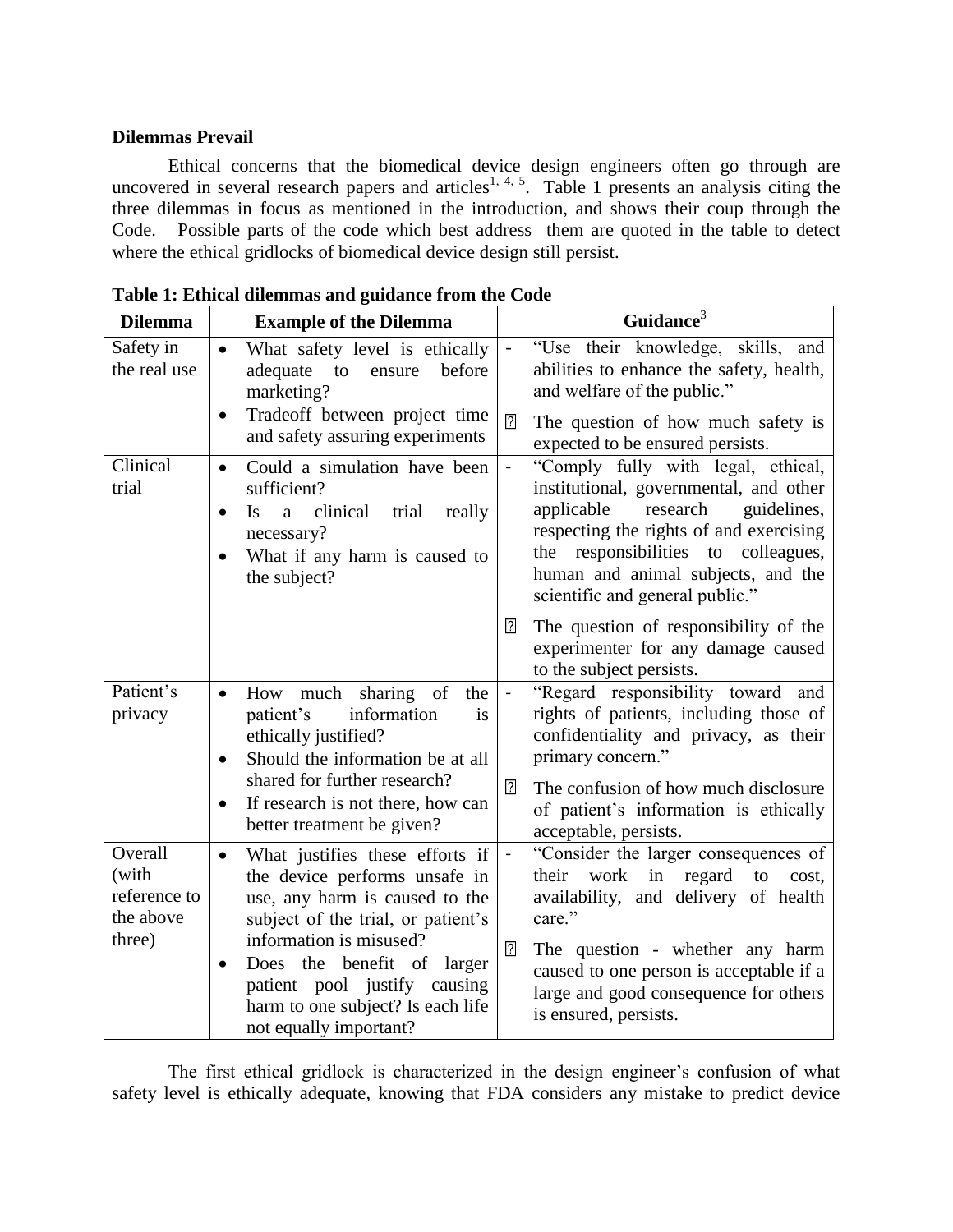### Dilemmas Prevail

Ethical concerns that the biomedical device design engineers often go through are uncovered in several research papers and articles[1, 4, 5]. Table 1 presents an analysis citing the three dilemmas in focus as mentioned in the introduction, and shows their coup through the Code. Possible parts of the code which best address them are quoted in the table to detect where the ethical gridlocks of biomedical device design still persist.

**Table 1: Ethical dilemmas and guidance from the Code**

| Dilemma | Example of the Dilemma | Guidance[3] |
|---|---|---|
| Safety in the real use | • What safety level is ethically adequate to ensure before marketing?<br>• Tradeoff between project time and safety assuring experiments | - "Use their knowledge, skills, and abilities to enhance the safety, health, and welfare of the public."<br>⮚ The question of how much safety is expected to be ensured persists. |
| Clinical trial | • Could a simulation have been sufficient?<br>• Is a clinical trial really necessary?<br>• What if any harm is caused to the subject? | - "Comply fully with legal, ethical, institutional, governmental, and other applicable research guidelines, respecting the rights of and exercising the responsibilities to colleagues, human and animal subjects, and the scientific and general public."<br>⮚ The question of responsibility of the experimenter for any damage caused to the subject persists. |
| Patient's privacy | • How much sharing of the patient's information is ethically justified?<br>• Should the information be at all shared for further research?<br>• If research is not there, how can better treatment be given? | - "Regard responsibility toward and rights of patients, including those of confidentiality and privacy, as their primary concern."<br>⮚ The confusion of how much disclosure of patient's information is ethically acceptable, persists. |
| Overall (with reference to the above three) | • What justifies these efforts if the device performs unsafe in use, any harm is caused to the subject of the trial, or patient's information is misused?<br>• Does the benefit of larger patient pool justify causing harm to one subject? Is each life not equally important? | - "Consider the larger consequences of their work in regard to cost, availability, and delivery of health care."<br>⮚ The question - whether any harm caused to one person is acceptable if a large and good consequence for others is ensured, persists. |

The first ethical gridlock is characterized in the design engineer's confusion of what safety level is ethically adequate, knowing that FDA considers any mistake to predict device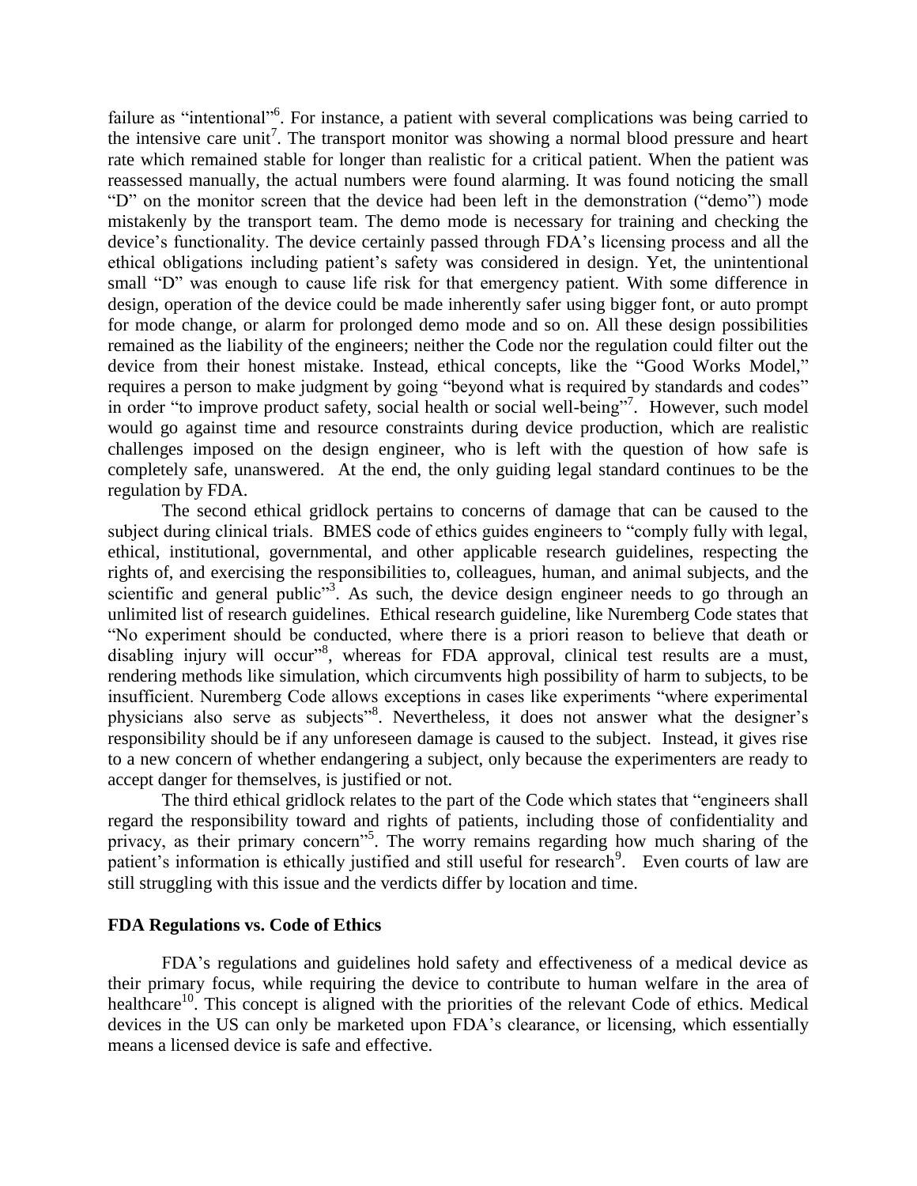failure as "intentional"[6]. For instance, a patient with several complications was being carried to the intensive care unit[7]. The transport monitor was showing a normal blood pressure and heart rate which remained stable for longer than realistic for a critical patient. When the patient was reassessed manually, the actual numbers were found alarming. It was found noticing the small "D" on the monitor screen that the device had been left in the demonstration ("demo") mode mistakenly by the transport team. The demo mode is necessary for training and checking the device's functionality. The device certainly passed through FDA's licensing process and all the ethical obligations including patient's safety was considered in design. Yet, the unintentional small "D" was enough to cause life risk for that emergency patient. With some difference in design, operation of the device could be made inherently safer using bigger font, or auto prompt for mode change, or alarm for prolonged demo mode and so on. All these design possibilities remained as the liability of the engineers; neither the Code nor the regulation could filter out the device from their honest mistake. Instead, ethical concepts, like the "Good Works Model," requires a person to make judgment by going "beyond what is required by standards and codes" in order "to improve product safety, social health or social well-being"[7]. However, such model would go against time and resource constraints during device production, which are realistic challenges imposed on the design engineer, who is left with the question of how safe is completely safe, unanswered. At the end, the only guiding legal standard continues to be the regulation by FDA.

The second ethical gridlock pertains to concerns of damage that can be caused to the subject during clinical trials. BMES code of ethics guides engineers to "comply fully with legal, ethical, institutional, governmental, and other applicable research guidelines, respecting the rights of, and exercising the responsibilities to, colleagues, human, and animal subjects, and the scientific and general public"[3]. As such, the device design engineer needs to go through an unlimited list of research guidelines. Ethical research guideline, like Nuremberg Code states that "No experiment should be conducted, where there is a priori reason to believe that death or disabling injury will occur"[8], whereas for FDA approval, clinical test results are a must, rendering methods like simulation, which circumvents high possibility of harm to subjects, to be insufficient. Nuremberg Code allows exceptions in cases like experiments "where experimental physicians also serve as subjects"[8]. Nevertheless, it does not answer what the designer's responsibility should be if any unforeseen damage is caused to the subject. Instead, it gives rise to a new concern of whether endangering a subject, only because the experimenters are ready to accept danger for themselves, is justified or not.

The third ethical gridlock relates to the part of the Code which states that "engineers shall regard the responsibility toward and rights of patients, including those of confidentiality and privacy, as their primary concern"[5]. The worry remains regarding how much sharing of the patient's information is ethically justified and still useful for research[9]. Even courts of law are still struggling with this issue and the verdicts differ by location and time.

**FDA Regulations vs. Code of Ethics**

FDA's regulations and guidelines hold safety and effectiveness of a medical device as their primary focus, while requiring the device to contribute to human welfare in the area of healthcare[10]. This concept is aligned with the priorities of the relevant Code of ethics. Medical devices in the US can only be marketed upon FDA's clearance, or licensing, which essentially means a licensed device is safe and effective.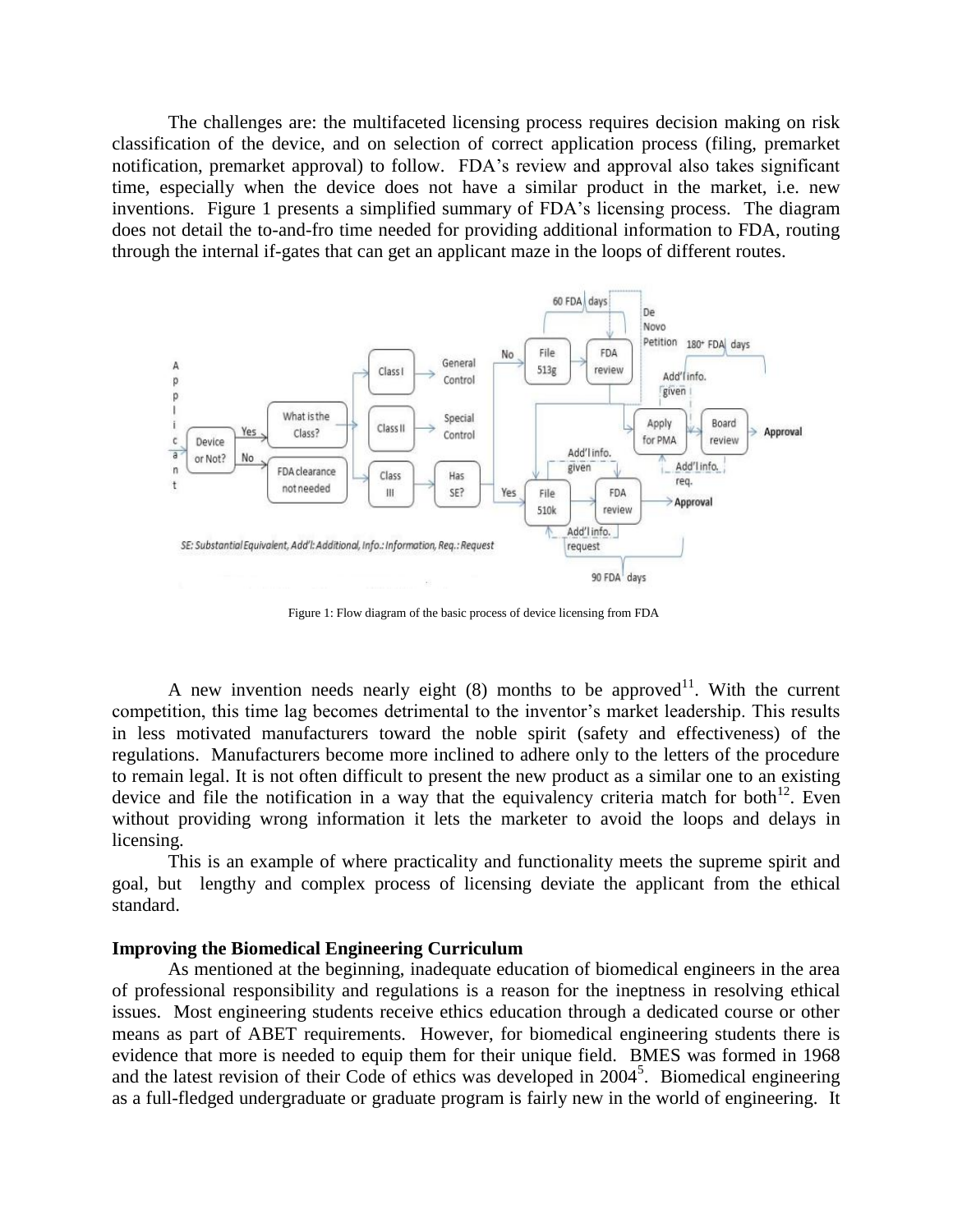The challenges are: the multifaceted licensing process requires decision making on risk classification of the device, and on selection of correct application process (filing, premarket notification, premarket approval) to follow. FDA's review and approval also takes significant time, especially when the device does not have a similar product in the market, i.e. new inventions. Figure 1 presents a simplified summary of FDA's licensing process. The diagram does not detail the to-and-fro time needed for providing additional information to FDA, routing through the internal if-gates that can get an applicant maze in the loops of different routes.

Figure 1: Flow diagram of the basic process of device licensing from FDA

A new invention needs nearly eight (8) months to be approved[11]. With the current competition, this time lag becomes detrimental to the inventor's market leadership. This results in less motivated manufacturers toward the noble spirit (safety and effectiveness) of the regulations. Manufacturers become more inclined to adhere only to the letters of the procedure to remain legal. It is not often difficult to present the new product as a similar one to an existing device and file the notification in a way that the equivalency criteria match for both[12]. Even without providing wrong information it lets the marketer to avoid the loops and delays in licensing.

This is an example of where practicality and functionality meets the supreme spirit and goal, but lengthy and complex process of licensing deviate the applicant from the ethical standard.

**Improving the Biomedical Engineering Curriculum**

As mentioned at the beginning, inadequate education of biomedical engineers in the area of professional responsibility and regulations is a reason for the ineptness in resolving ethical issues. Most engineering students receive ethics education through a dedicated course or other means as part of ABET requirements. However, for biomedical engineering students there is evidence that more is needed to equip them for their unique field. BMES was formed in 1968 and the latest revision of their Code of ethics was developed in 2004[5]. Biomedical engineering as a full-fledged undergraduate or graduate program is fairly new in the world of engineering. It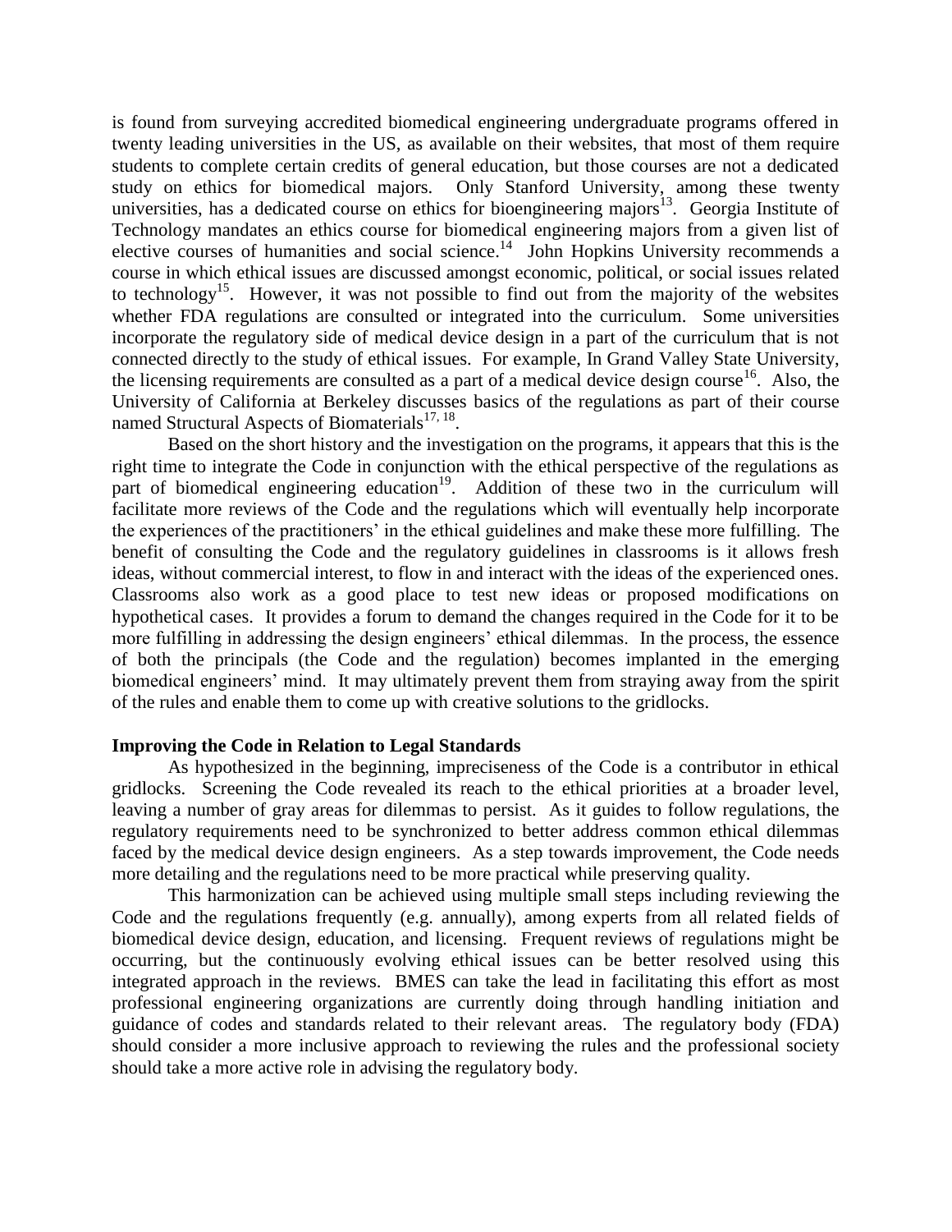is found from surveying accredited biomedical engineering undergraduate programs offered in twenty leading universities in the US, as available on their websites, that most of them require students to complete certain credits of general education, but those courses are not a dedicated study on ethics for biomedical majors. Only Stanford University, among these twenty universities, has a dedicated course on ethics for bioengineering majors[13]. Georgia Institute of Technology mandates an ethics course for biomedical engineering majors from a given list of elective courses of humanities and social science.[14] John Hopkins University recommends a course in which ethical issues are discussed amongst economic, political, or social issues related to technology[15]. However, it was not possible to find out from the majority of the websites whether FDA regulations are consulted or integrated into the curriculum. Some universities incorporate the regulatory side of medical device design in a part of the curriculum that is not connected directly to the study of ethical issues. For example, In Grand Valley State University, the licensing requirements are consulted as a part of a medical device design course[16]. Also, the University of California at Berkeley discusses basics of the regulations as part of their course named Structural Aspects of Biomaterials[17, 18].

Based on the short history and the investigation on the programs, it appears that this is the right time to integrate the Code in conjunction with the ethical perspective of the regulations as part of biomedical engineering education[19]. Addition of these two in the curriculum will facilitate more reviews of the Code and the regulations which will eventually help incorporate the experiences of the practitioners' in the ethical guidelines and make these more fulfilling. The benefit of consulting the Code and the regulatory guidelines in classrooms is it allows fresh ideas, without commercial interest, to flow in and interact with the ideas of the experienced ones. Classrooms also work as a good place to test new ideas or proposed modifications on hypothetical cases. It provides a forum to demand the changes required in the Code for it to be more fulfilling in addressing the design engineers' ethical dilemmas. In the process, the essence of both the principals (the Code and the regulation) becomes implanted in the emerging biomedical engineers' mind. It may ultimately prevent them from straying away from the spirit of the rules and enable them to come up with creative solutions to the gridlocks.

**Improving the Code in Relation to Legal Standards**

As hypothesized in the beginning, impreciseness of the Code is a contributor in ethical gridlocks. Screening the Code revealed its reach to the ethical priorities at a broader level, leaving a number of gray areas for dilemmas to persist. As it guides to follow regulations, the regulatory requirements need to be synchronized to better address common ethical dilemmas faced by the medical device design engineers. As a step towards improvement, the Code needs more detailing and the regulations need to be more practical while preserving quality.

This harmonization can be achieved using multiple small steps including reviewing the Code and the regulations frequently (e.g. annually), among experts from all related fields of biomedical device design, education, and licensing. Frequent reviews of regulations might be occurring, but the continuously evolving ethical issues can be better resolved using this integrated approach in the reviews. BMES can take the lead in facilitating this effort as most professional engineering organizations are currently doing through handling initiation and guidance of codes and standards related to their relevant areas. The regulatory body (FDA) should consider a more inclusive approach to reviewing the rules and the professional society should take a more active role in advising the regulatory body.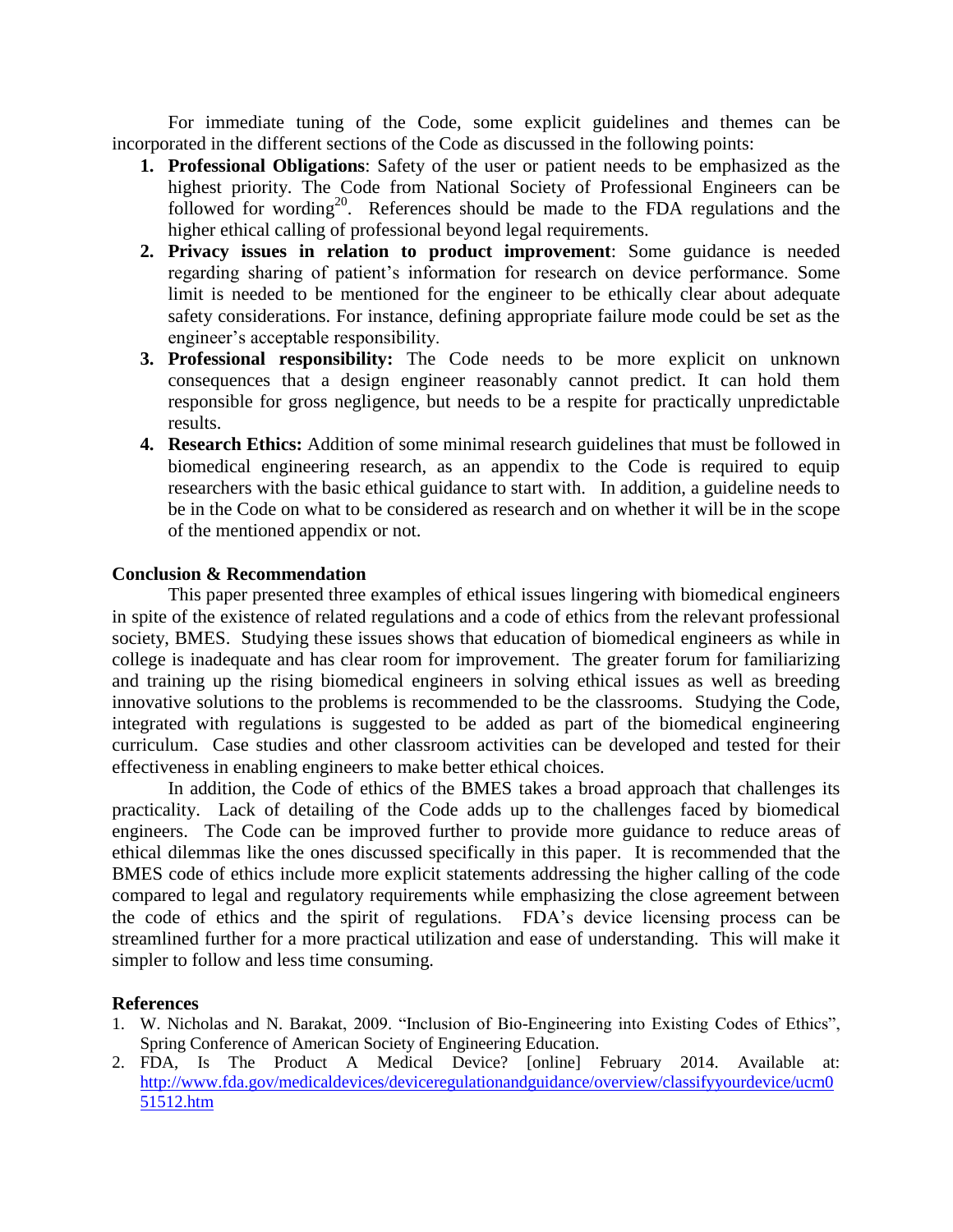For immediate tuning of the Code, some explicit guidelines and themes can be incorporated in the different sections of the Code as discussed in the following points:

1. **Professional Obligations**: Safety of the user or patient needs to be emphasized as the highest priority. The Code from National Society of Professional Engineers can be followed for wording[20]. References should be made to the FDA regulations and the higher ethical calling of professional beyond legal requirements.
2. **Privacy issues in relation to product improvement**: Some guidance is needed regarding sharing of patient's information for research on device performance. Some limit is needed to be mentioned for the engineer to be ethically clear about adequate safety considerations. For instance, defining appropriate failure mode could be set as the engineer's acceptable responsibility.
3. **Professional responsibility:** The Code needs to be more explicit on unknown consequences that a design engineer reasonably cannot predict. It can hold them responsible for gross negligence, but needs to be a respite for practically unpredictable results.
4. **Research Ethics:** Addition of some minimal research guidelines that must be followed in biomedical engineering research, as an appendix to the Code is required to equip researchers with the basic ethical guidance to start with. In addition, a guideline needs to be in the Code on what to be considered as research and on whether it will be in the scope of the mentioned appendix or not.

### Conclusion & Recommendation

This paper presented three examples of ethical issues lingering with biomedical engineers in spite of the existence of related regulations and a code of ethics from the relevant professional society, BMES. Studying these issues shows that education of biomedical engineers as while in college is inadequate and has clear room for improvement. The greater forum for familiarizing and training up the rising biomedical engineers in solving ethical issues as well as breeding innovative solutions to the problems is recommended to be the classrooms. Studying the Code, integrated with regulations is suggested to be added as part of the biomedical engineering curriculum. Case studies and other classroom activities can be developed and tested for their effectiveness in enabling engineers to make better ethical choices.

In addition, the Code of ethics of the BMES takes a broad approach that challenges its practicality. Lack of detailing of the Code adds up to the challenges faced by biomedical engineers. The Code can be improved further to provide more guidance to reduce areas of ethical dilemmas like the ones discussed specifically in this paper. It is recommended that the BMES code of ethics include more explicit statements addressing the higher calling of the code compared to legal and regulatory requirements while emphasizing the close agreement between the code of ethics and the spirit of regulations. FDA's device licensing process can be streamlined further for a more practical utilization and ease of understanding. This will make it simpler to follow and less time consuming.

### References

1. W. Nicholas and N. Barakat, 2009. "Inclusion of Bio-Engineering into Existing Codes of Ethics", Spring Conference of American Society of Engineering Education.
2. FDA, Is The Product A Medical Device? [online] February 2014. Available at: http://www.fda.gov/medicaldevices/deviceregulationandguidance/overview/classifyyourdevice/ucm051512.htm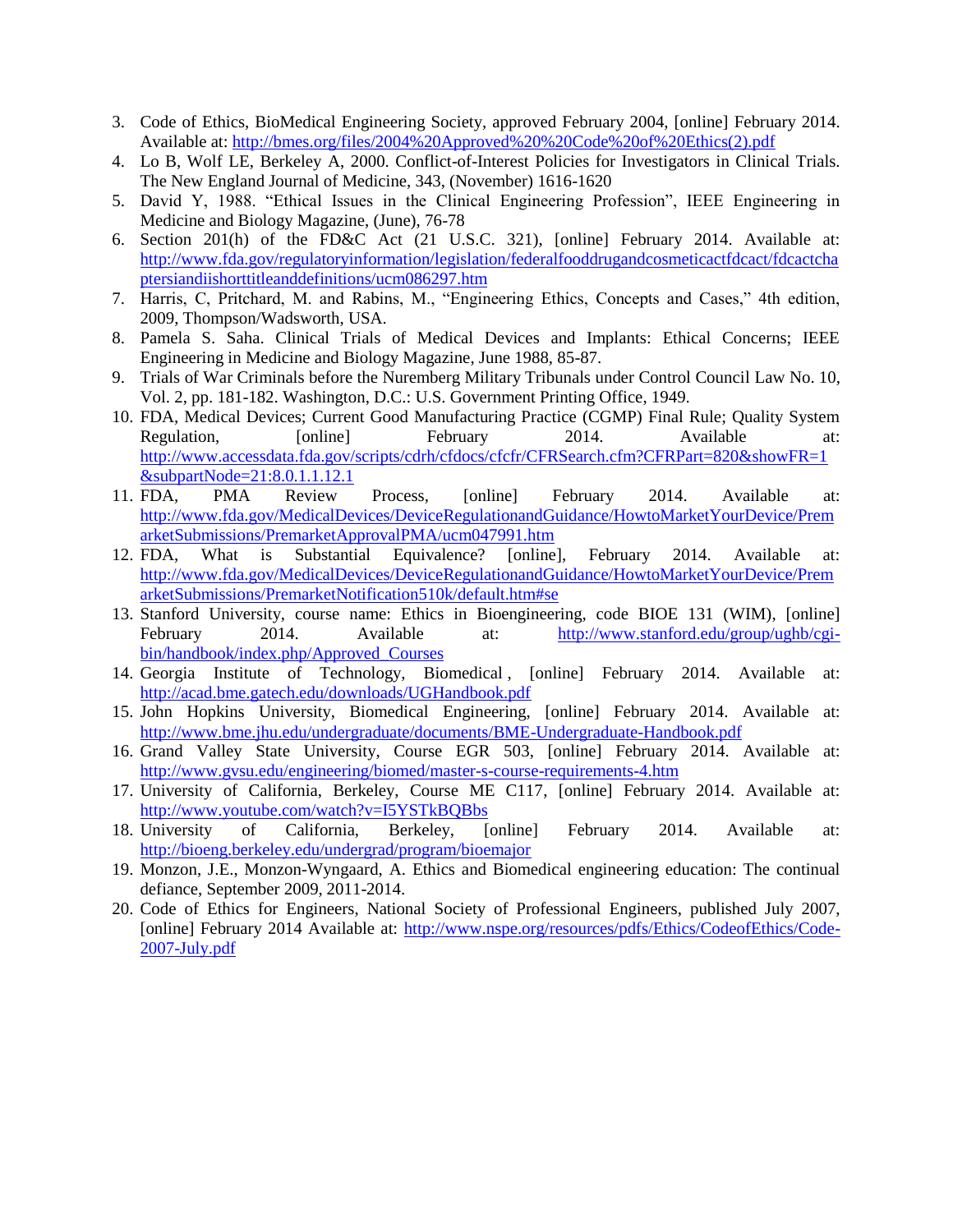3. Code of Ethics, BioMedical Engineering Society, approved February 2004, [online] February 2014. Available at: http://bmes.org/files/2004%20Approved%20%20Code%20of%20Ethics(2).pdf
4. Lo B, Wolf LE, Berkeley A, 2000. Conflict-of-Interest Policies for Investigators in Clinical Trials. The New England Journal of Medicine, 343, (November) 1616-1620
5. David Y, 1988. "Ethical Issues in the Clinical Engineering Profession", IEEE Engineering in Medicine and Biology Magazine, (June), 76-78
6. Section 201(h) of the FD&C Act (21 U.S.C. 321), [online] February 2014. Available at: http://www.fda.gov/regulatoryinformation/legislation/federalfooddrugandcosmeticactfdcact/fdcactchaptersiandiishorttitleanddefinitions/ucm086297.htm
7. Harris, C, Pritchard, M. and Rabins, M., "Engineering Ethics, Concepts and Cases," 4th edition, 2009, Thompson/Wadsworth, USA.
8. Pamela S. Saha. Clinical Trials of Medical Devices and Implants: Ethical Concerns; IEEE Engineering in Medicine and Biology Magazine, June 1988, 85-87.
9. Trials of War Criminals before the Nuremberg Military Tribunals under Control Council Law No. 10, Vol. 2, pp. 181-182. Washington, D.C.: U.S. Government Printing Office, 1949.
10. FDA, Medical Devices; Current Good Manufacturing Practice (CGMP) Final Rule; Quality System Regulation, [online] February 2014. Available at: http://www.accessdata.fda.gov/scripts/cdrh/cfdocs/cfcfr/CFRSearch.cfm?CFRPart=820&showFR=1&subpartNode=21:8.0.1.1.12.1
11. FDA, PMA Review Process, [online] February 2014. Available at: http://www.fda.gov/MedicalDevices/DeviceRegulationandGuidance/HowtoMarketYourDevice/PremarketSubmissions/PremarketApprovalPMA/ucm047991.htm
12. FDA, What is Substantial Equivalence? [online], February 2014. Available at: http://www.fda.gov/MedicalDevices/DeviceRegulationandGuidance/HowtoMarketYourDevice/PremarketSubmissions/PremarketNotification510k/default.htm#se
13. Stanford University, course name: Ethics in Bioengineering, code BIOE 131 (WIM), [online] February 2014. Available at: http://www.stanford.edu/group/ughb/cgi-bin/handbook/index.php/Approved_Courses
14. Georgia Institute of Technology, Biomedical , [online] February 2014. Available at: http://acad.bme.gatech.edu/downloads/UGHandbook.pdf
15. John Hopkins University, Biomedical Engineering, [online] February 2014. Available at: http://www.bme.jhu.edu/undergraduate/documents/BME-Undergraduate-Handbook.pdf
16. Grand Valley State University, Course EGR 503, [online] February 2014. Available at: http://www.gvsu.edu/engineering/biomed/master-s-course-requirements-4.htm
17. University of California, Berkeley, Course ME C117, [online] February 2014. Available at: http://www.youtube.com/watch?v=I5YSTkBQBbs
18. University of California, Berkeley, [online] February 2014. Available at: http://bioeng.berkeley.edu/undergrad/program/bioemajor
19. Monzon, J.E., Monzon-Wyngaard, A. Ethics and Biomedical engineering education: The continual defiance, September 2009, 2011-2014.
20. Code of Ethics for Engineers, National Society of Professional Engineers, published July 2007, [online] February 2014 Available at: http://www.nspe.org/resources/pdfs/Ethics/CodeofEthics/Code-2007-July.pdf